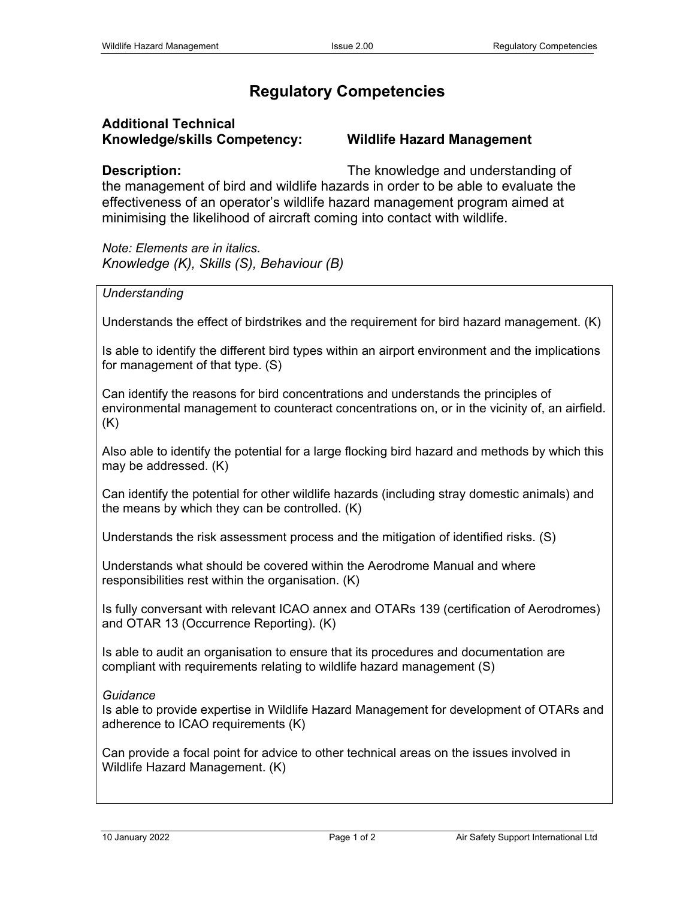# Regulatory Competencies

**Additional Technical Knowledge/skills Competency:** **Wildlife Hazard Management**

**Description:** The knowledge and understanding of the management of bird and wildlife hazards in order to be able to evaluate the effectiveness of an operator's wildlife hazard management program aimed at minimising the likelihood of aircraft coming into contact with wildlife.

*Note: Elements are in italics.*
*Knowledge (K), Skills (S), Behaviour (B)*

*Understanding*

Understands the effect of birdstrikes and the requirement for bird hazard management. (K)

Is able to identify the different bird types within an airport environment and the implications for management of that type. (S)

Can identify the reasons for bird concentrations and understands the principles of environmental management to counteract concentrations on, or in the vicinity of, an airfield. (K)

Also able to identify the potential for a large flocking bird hazard and methods by which this may be addressed. (K)

Can identify the potential for other wildlife hazards (including stray domestic animals) and the means by which they can be controlled. (K)

Understands the risk assessment process and the mitigation of identified risks. (S)

Understands what should be covered within the Aerodrome Manual and where responsibilities rest within the organisation. (K)

Is fully conversant with relevant ICAO annex and OTARs 139 (certification of Aerodromes) and OTAR 13 (Occurrence Reporting). (K)

Is able to audit an organisation to ensure that its procedures and documentation are compliant with requirements relating to wildlife hazard management (S)

*Guidance*

Is able to provide expertise in Wildlife Hazard Management for development of OTARs and adherence to ICAO requirements (K)

Can provide a focal point for advice to other technical areas on the issues involved in Wildlife Hazard Management. (K)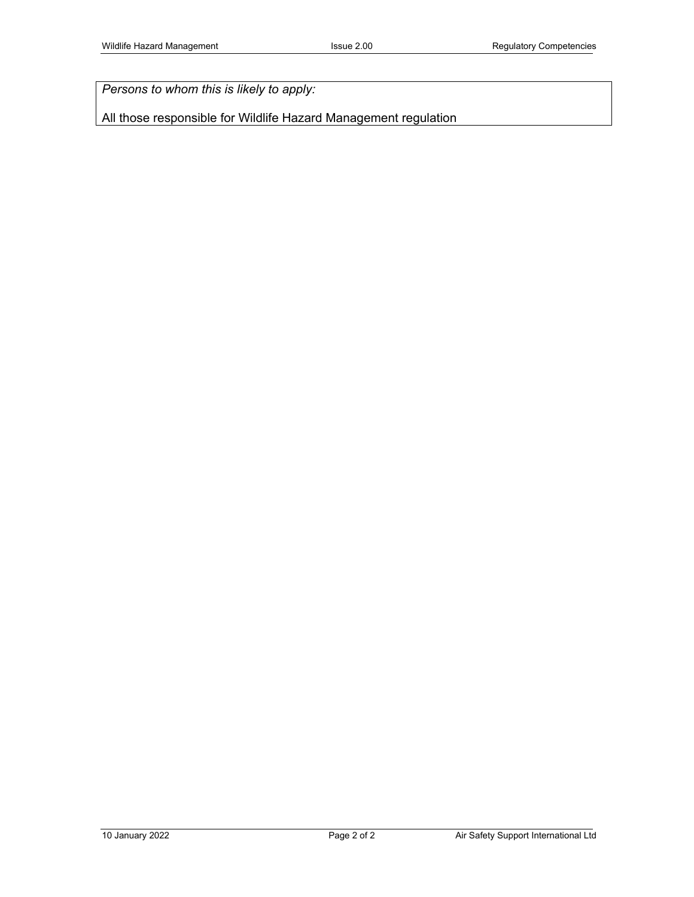*Persons to whom this is likely to apply:*

All those responsible for Wildlife Hazard Management regulation